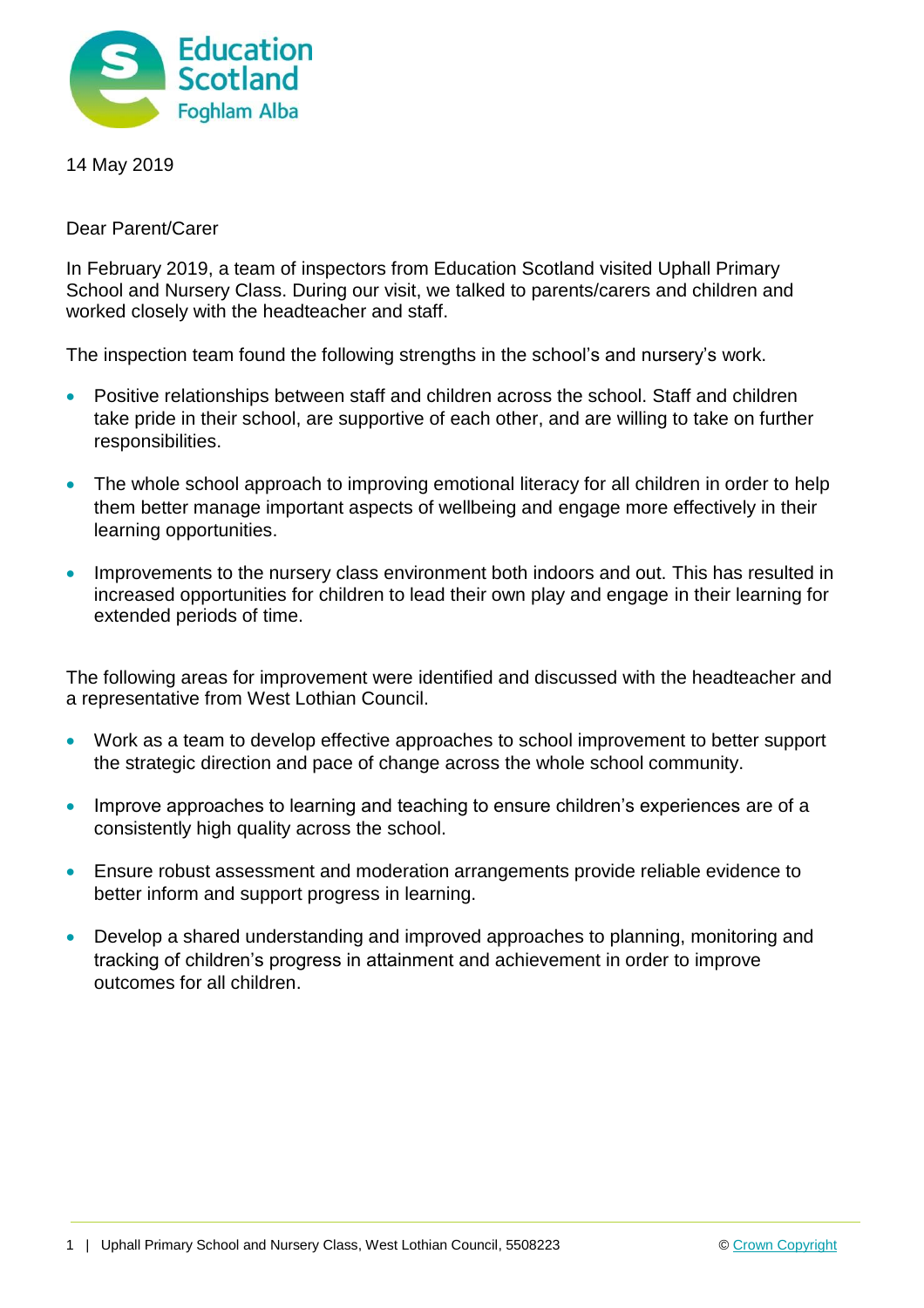14 May 2019

Dear Parent/Carer

In February 2019, a team of inspectors from Education Scotland visited Uphall Primary School and Nursery Class. During our visit, we talked to parents/carers and children and worked closely with the headteacher and staff.

The inspection team found the following strengths in the school's and nursery's work.

- Positive relationships between staff and children across the school. Staff and children take pride in their school, are supportive of each other, and are willing to take on further responsibilities.
- The whole school approach to improving emotional literacy for all children in order to help them better manage important aspects of wellbeing and engage more effectively in their learning opportunities.
- Improvements to the nursery class environment both indoors and out. This has resulted in increased opportunities for children to lead their own play and engage in their learning for extended periods of time.

The following areas for improvement were identified and discussed with the headteacher and a representative from West Lothian Council.

- Work as a team to develop effective approaches to school improvement to better support the strategic direction and pace of change across the whole school community.
- Improve approaches to learning and teaching to ensure children's experiences are of a consistently high quality across the school.
- Ensure robust assessment and moderation arrangements provide reliable evidence to better inform and support progress in learning.
- Develop a shared understanding and improved approaches to planning, monitoring and tracking of children's progress in attainment and achievement in order to improve outcomes for all children.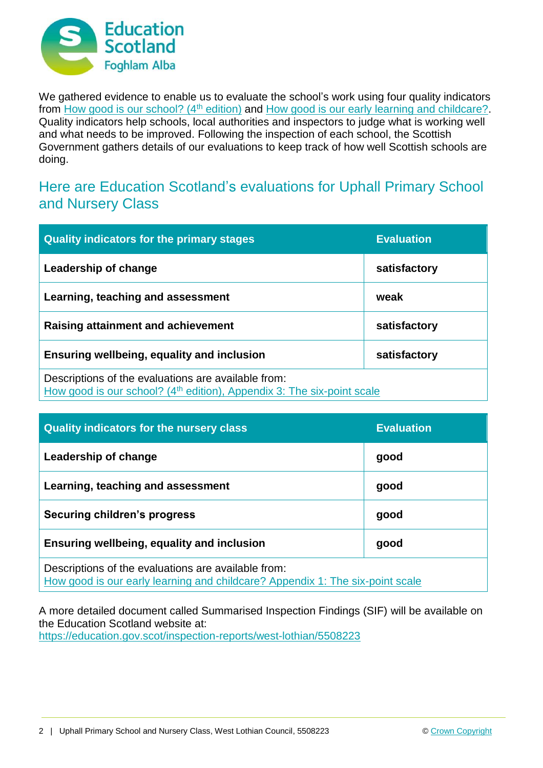We gathered evidence to enable us to evaluate the school's work using four quality indicators from How good is our school? (4th edition) and How good is our early learning and childcare?. Quality indicators help schools, local authorities and inspectors to judge what is working well and what needs to be improved. Following the inspection of each school, the Scottish Government gathers details of our evaluations to keep track of how well Scottish schools are doing.

## Here are Education Scotland's evaluations for Uphall Primary School and Nursery Class

| Quality indicators for the primary stages | Evaluation |
|---|---|
| **Leadership of change** | **satisfactory** |
| **Learning, teaching and assessment** | **weak** |
| **Raising attainment and achievement** | **satisfactory** |
| **Ensuring wellbeing, equality and inclusion** | **satisfactory** |
| Descriptions of the evaluations are available from: How good is our school? (4th edition), Appendix 3: The six-point scale | |

| Quality indicators for the nursery class | Evaluation |
|---|---|
| **Leadership of change** | **good** |
| **Learning, teaching and assessment** | **good** |
| **Securing children's progress** | **good** |
| **Ensuring wellbeing, equality and inclusion** | **good** |
| Descriptions of the evaluations are available from: How good is our early learning and childcare? Appendix 1: The six-point scale | |

A more detailed document called Summarised Inspection Findings (SIF) will be available on the Education Scotland website at: https://education.gov.scot/inspection-reports/west-lothian/5508223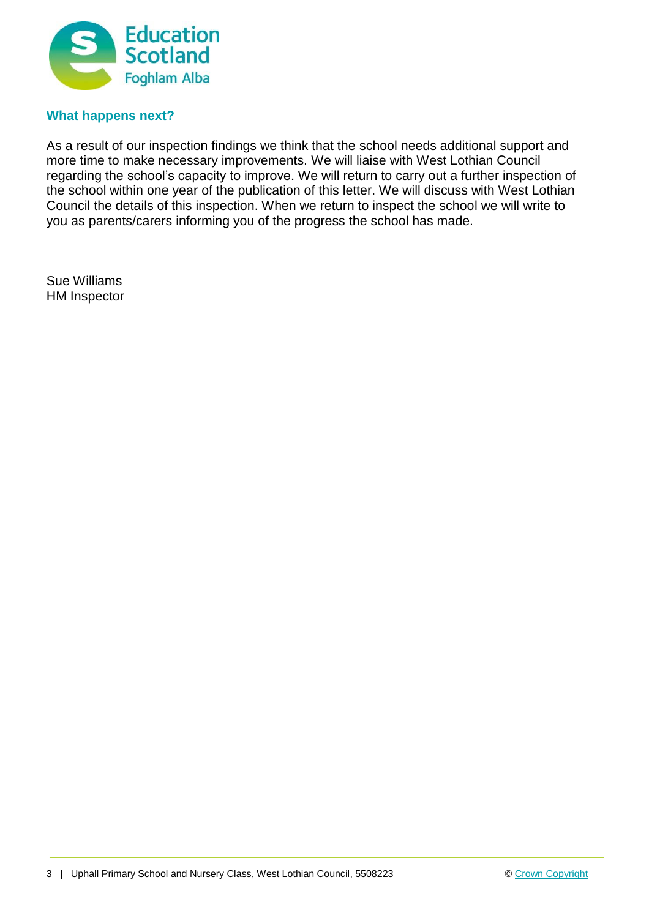### What happens next?

As a result of our inspection findings we think that the school needs additional support and more time to make necessary improvements. We will liaise with West Lothian Council regarding the school's capacity to improve. We will return to carry out a further inspection of the school within one year of the publication of this letter. We will discuss with West Lothian Council the details of this inspection. When we return to inspect the school we will write to you as parents/carers informing you of the progress the school has made.

Sue Williams
HM Inspector